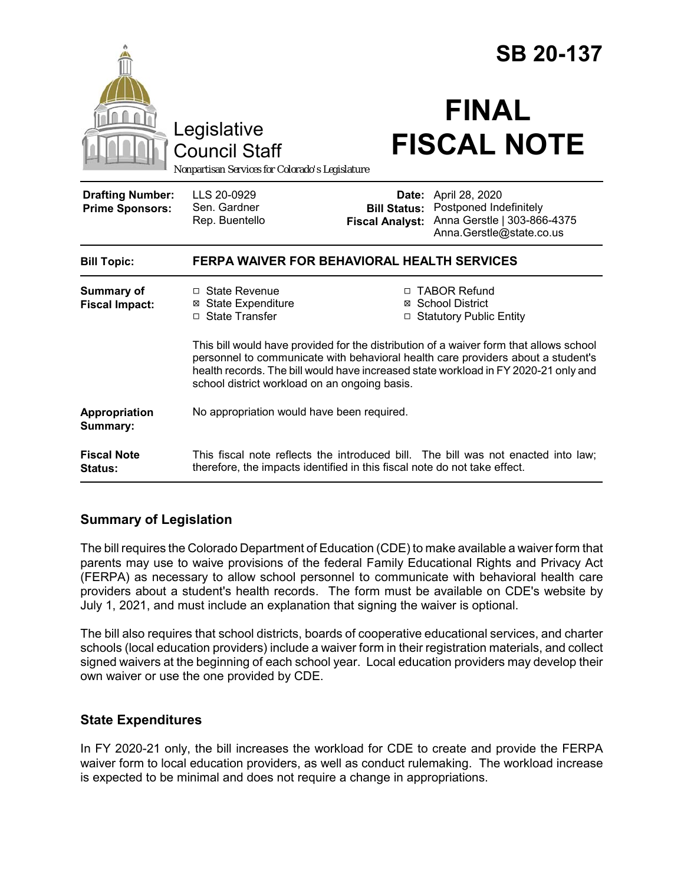# SB 20-137

# FINAL FISCAL NOTE

Legislative Council Staff

*Nonpartisan Services for Colorado's Legislature*

| | | | |
|---|---|---|---|
| **Drafting Number:** | LLS 20-0929 | **Date:** | April 28, 2020 |
| **Prime Sponsors:** | Sen. Gardner<br>Rep. Buentello | **Bill Status:** | Postponed Indefinitely |
| | | **Fiscal Analyst:** | Anna Gerstle \| 303-866-4375<br>Anna.Gerstle@state.co.us |

| | |
|---|---|
| **Bill Topic:** | **FERPA WAIVER FOR BEHAVIORAL HEALTH SERVICES** |
| **Summary of Fiscal Impact:** | ☐ State Revenue ☒ State Expenditure ☐ State Transfer ☐ TABOR Refund ☒ School District ☐ Statutory Public Entity<br><br>This bill would have provided for the distribution of a waiver form that allows school personnel to communicate with behavioral health care providers about a student's health records. The bill would have increased state workload in FY 2020-21 only and school district workload on an ongoing basis. |
| **Appropriation Summary:** | No appropriation would have been required. |
| **Fiscal Note Status:** | This fiscal note reflects the introduced bill. The bill was not enacted into law; therefore, the impacts identified in this fiscal note do not take effect. |

## Summary of Legislation

The bill requires the Colorado Department of Education (CDE) to make available a waiver form that parents may use to waive provisions of the federal Family Educational Rights and Privacy Act (FERPA) as necessary to allow school personnel to communicate with behavioral health care providers about a student's health records. The form must be available on CDE's website by July 1, 2021, and must include an explanation that signing the waiver is optional.

The bill also requires that school districts, boards of cooperative educational services, and charter schools (local education providers) include a waiver form in their registration materials, and collect signed waivers at the beginning of each school year. Local education providers may develop their own waiver or use the one provided by CDE.

## State Expenditures

In FY 2020-21 only, the bill increases the workload for CDE to create and provide the FERPA waiver form to local education providers, as well as conduct rulemaking. The workload increase is expected to be minimal and does not require a change in appropriations.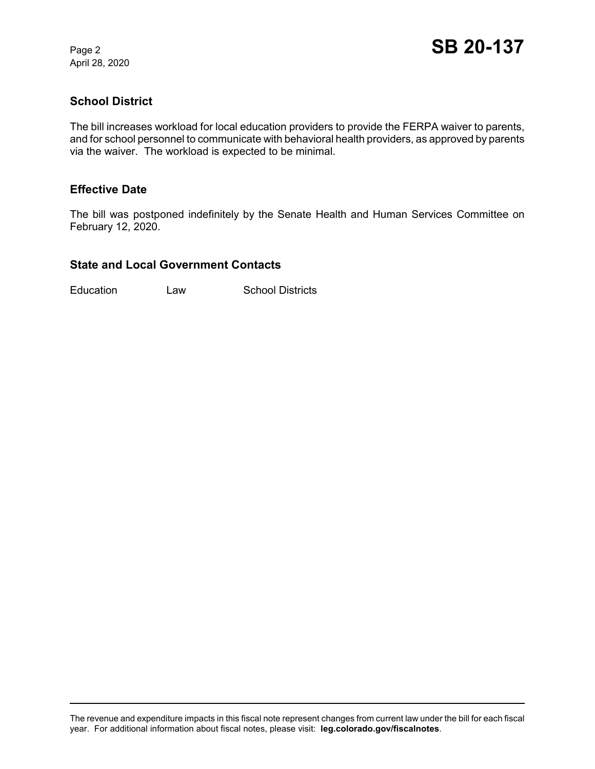## School District

The bill increases workload for local education providers to provide the FERPA waiver to parents, and for school personnel to communicate with behavioral health providers, as approved by parents via the waiver. The workload is expected to be minimal.

## Effective Date

The bill was postponed indefinitely by the Senate Health and Human Services Committee on February 12, 2020.

## State and Local Government Contacts

Education Law School Districts

The revenue and expenditure impacts in this fiscal note represent changes from current law under the bill for each fiscal year. For additional information about fiscal notes, please visit: **leg.colorado.gov/fiscalnotes**.